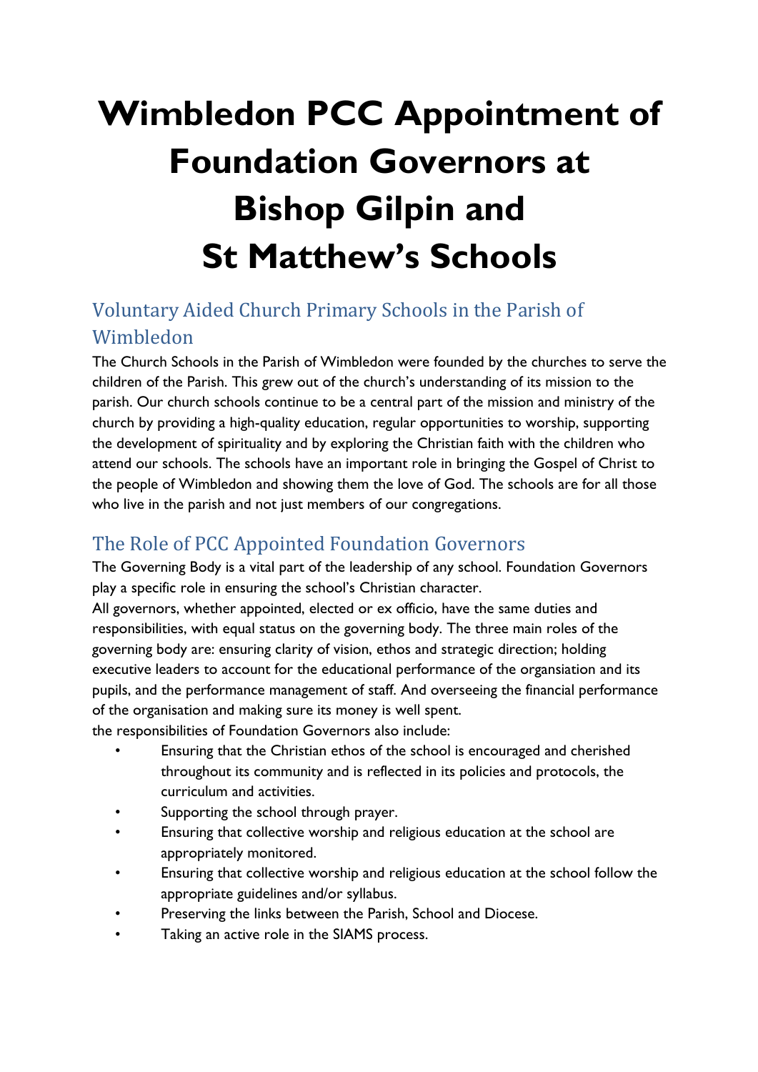# Wimbledon PCC Appointment of Foundation Governors at Bishop Gilpin and St Matthew's Schools

## Voluntary Aided Church Primary Schools in the Parish of Wimbledon

The Church Schools in the Parish of Wimbledon were founded by the churches to serve the children of the Parish. This grew out of the church's understanding of its mission to the parish. Our church schools continue to be a central part of the mission and ministry of the church by providing a high-quality education, regular opportunities to worship, supporting the development of spirituality and by exploring the Christian faith with the children who attend our schools. The schools have an important role in bringing the Gospel of Christ to the people of Wimbledon and showing them the love of God. The schools are for all those who live in the parish and not just members of our congregations.

## The Role of PCC Appointed Foundation Governors

The Governing Body is a vital part of the leadership of any school. Foundation Governors play a specific role in ensuring the school's Christian character.

All governors, whether appointed, elected or ex officio, have the same duties and responsibilities, with equal status on the governing body. The three main roles of the governing body are: ensuring clarity of vision, ethos and strategic direction; holding executive leaders to account for the educational performance of the organsiation and its pupils, and the performance management of staff. And overseeing the financial performance of the organisation and making sure its money is well spent.

the responsibilities of Foundation Governors also include:

- Ensuring that the Christian ethos of the school is encouraged and cherished throughout its community and is reflected in its policies and protocols, the curriculum and activities.
- Supporting the school through prayer.
- Ensuring that collective worship and religious education at the school are appropriately monitored.
- Ensuring that collective worship and religious education at the school follow the appropriate guidelines and/or syllabus.
- Preserving the links between the Parish, School and Diocese.
- Taking an active role in the SIAMS process.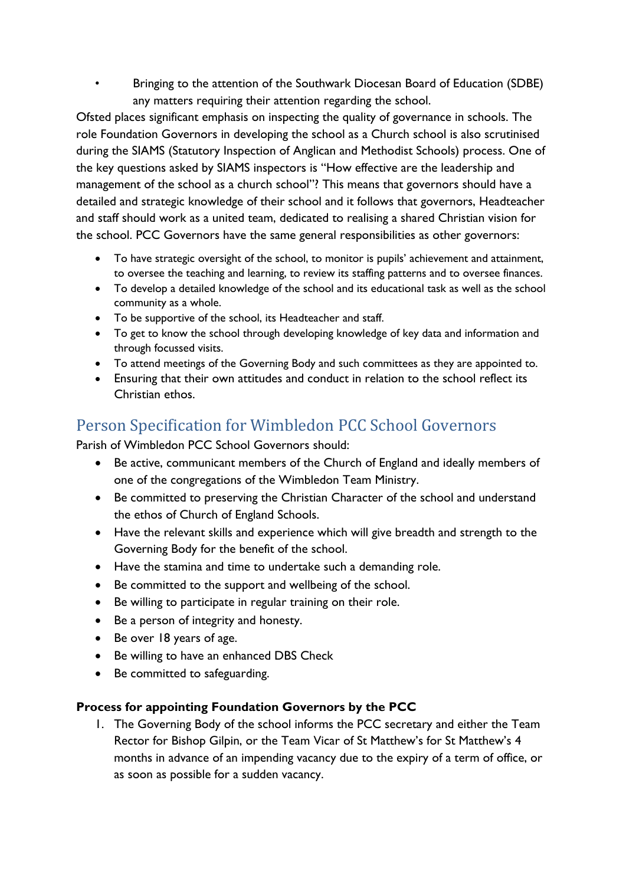- Bringing to the attention of the Southwark Diocesan Board of Education (SDBE) any matters requiring their attention regarding the school.

Ofsted places significant emphasis on inspecting the quality of governance in schools. The role Foundation Governors in developing the school as a Church school is also scrutinised during the SIAMS (Statutory Inspection of Anglican and Methodist Schools) process. One of the key questions asked by SIAMS inspectors is "How effective are the leadership and management of the school as a church school"? This means that governors should have a detailed and strategic knowledge of their school and it follows that governors, Headteacher and staff should work as a united team, dedicated to realising a shared Christian vision for the school. PCC Governors have the same general responsibilities as other governors:

- To have strategic oversight of the school, to monitor is pupils' achievement and attainment, to oversee the teaching and learning, to review its staffing patterns and to oversee finances.
- To develop a detailed knowledge of the school and its educational task as well as the school community as a whole.
- To be supportive of the school, its Headteacher and staff.
- To get to know the school through developing knowledge of key data and information and through focussed visits.
- To attend meetings of the Governing Body and such committees as they are appointed to.
- Ensuring that their own attitudes and conduct in relation to the school reflect its Christian ethos.

## Person Specification for Wimbledon PCC School Governors

Parish of Wimbledon PCC School Governors should:

- Be active, communicant members of the Church of England and ideally members of one of the congregations of the Wimbledon Team Ministry.
- Be committed to preserving the Christian Character of the school and understand the ethos of Church of England Schools.
- Have the relevant skills and experience which will give breadth and strength to the Governing Body for the benefit of the school.
- Have the stamina and time to undertake such a demanding role.
- Be committed to the support and wellbeing of the school.
- Be willing to participate in regular training on their role.
- Be a person of integrity and honesty.
- Be over 18 years of age.
- Be willing to have an enhanced DBS Check
- Be committed to safeguarding.

**Process for appointing Foundation Governors by the PCC**

1. The Governing Body of the school informs the PCC secretary and either the Team Rector for Bishop Gilpin, or the Team Vicar of St Matthew's for St Matthew's 4 months in advance of an impending vacancy due to the expiry of a term of office, or as soon as possible for a sudden vacancy.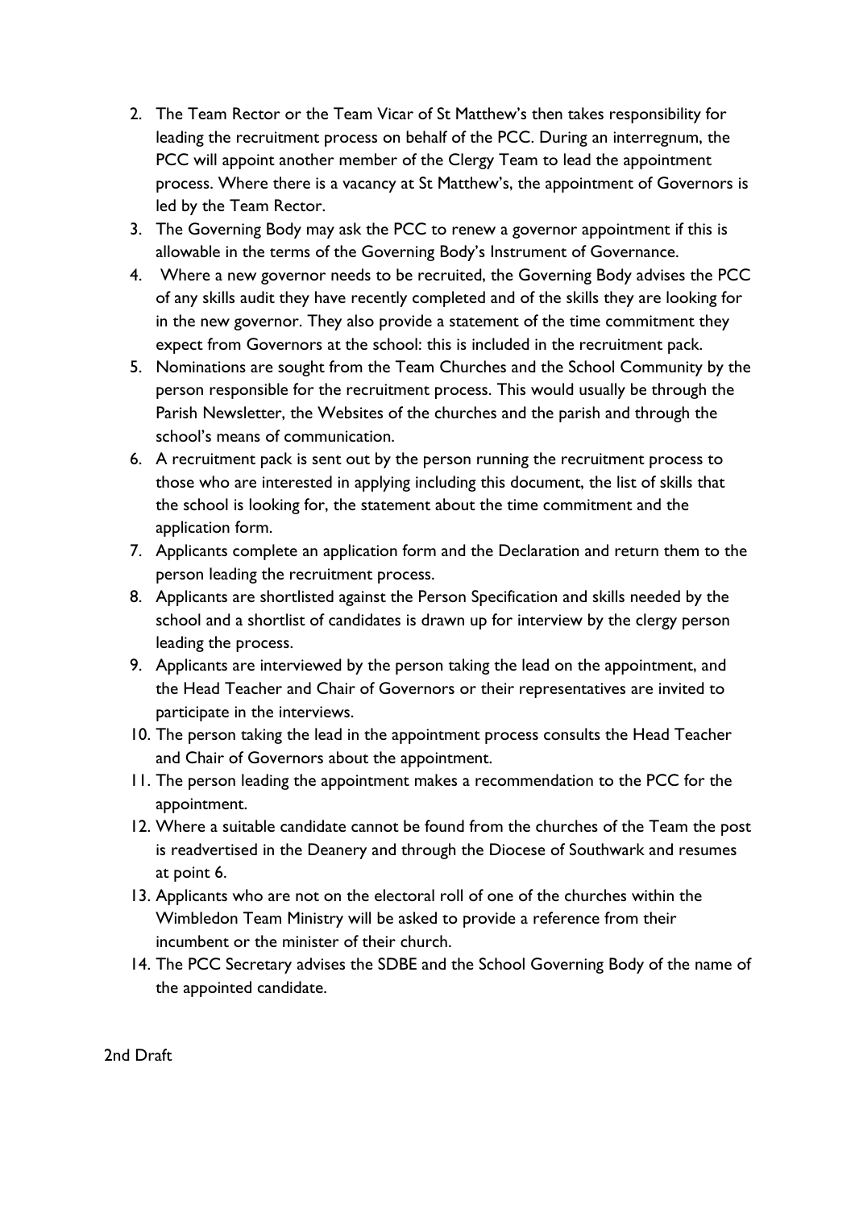2. The Team Rector or the Team Vicar of St Matthew's then takes responsibility for leading the recruitment process on behalf of the PCC. During an interregnum, the PCC will appoint another member of the Clergy Team to lead the appointment process. Where there is a vacancy at St Matthew's, the appointment of Governors is led by the Team Rector.
3. The Governing Body may ask the PCC to renew a governor appointment if this is allowable in the terms of the Governing Body's Instrument of Governance.
4. Where a new governor needs to be recruited, the Governing Body advises the PCC of any skills audit they have recently completed and of the skills they are looking for in the new governor. They also provide a statement of the time commitment they expect from Governors at the school: this is included in the recruitment pack.
5. Nominations are sought from the Team Churches and the School Community by the person responsible for the recruitment process. This would usually be through the Parish Newsletter, the Websites of the churches and the parish and through the school's means of communication.
6. A recruitment pack is sent out by the person running the recruitment process to those who are interested in applying including this document, the list of skills that the school is looking for, the statement about the time commitment and the application form.
7. Applicants complete an application form and the Declaration and return them to the person leading the recruitment process.
8. Applicants are shortlisted against the Person Specification and skills needed by the school and a shortlist of candidates is drawn up for interview by the clergy person leading the process.
9. Applicants are interviewed by the person taking the lead on the appointment, and the Head Teacher and Chair of Governors or their representatives are invited to participate in the interviews.
10. The person taking the lead in the appointment process consults the Head Teacher and Chair of Governors about the appointment.
11. The person leading the appointment makes a recommendation to the PCC for the appointment.
12. Where a suitable candidate cannot be found from the churches of the Team the post is readvertised in the Deanery and through the Diocese of Southwark and resumes at point 6.
13. Applicants who are not on the electoral roll of one of the churches within the Wimbledon Team Ministry will be asked to provide a reference from their incumbent or the minister of their church.
14. The PCC Secretary advises the SDBE and the School Governing Body of the name of the appointed candidate.

2nd Draft